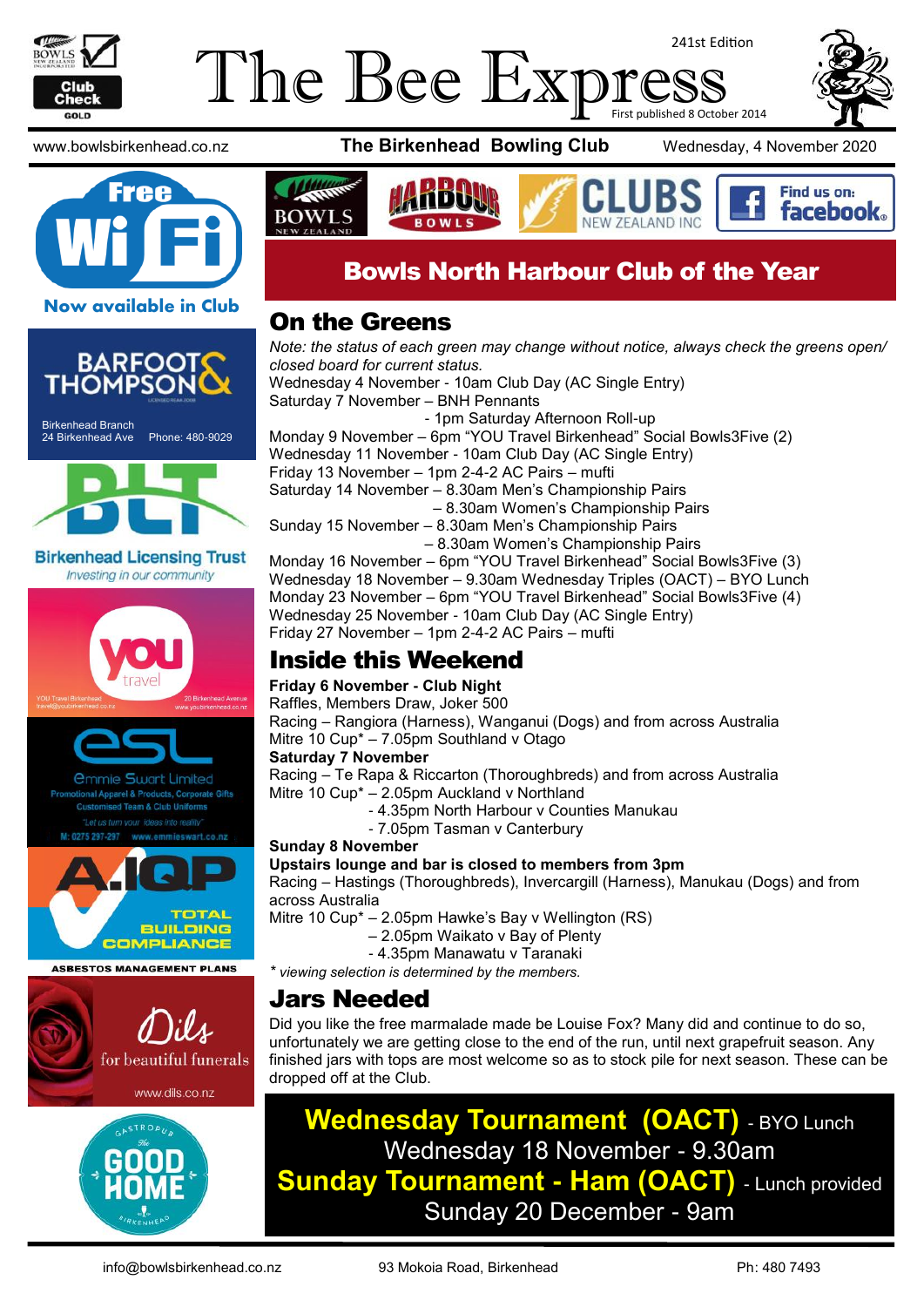# The Bee Express

241st Edition

First published 8 October 2014

www.bowlsbirkenhead.co.nz **The Birkenhead Bowling Club** Wednesday, 4 November 2020

**Free Wi Fi**

**Now available in Club**

Barfoot & Thompson
Birkenhead Branch
24 Birkenhead Ave Phone: 480-9029

Birkenhead Licensing Trust
*Investing in our community*

YOU Travel

ESL Emmie Swart Limited
Promotional Apparel & Products, Corporate Gifts
Customised Team & Club Uniforms
"Let us turn your ideas into reality"
M: 0275 297-297 www.emmieswart.co.nz

A.IQP TOTAL BUILDING COMPLIANCE
ASBESTOS MANAGEMENT PLANS

Dils for beautiful funerals
www.dils.co.nz

Gastropub The Good Home Birkenhead

## Bowls North Harbour Club of the Year

## On the Greens

*Note: the status of each green may change without notice, always check the greens open/ closed board for current status.*

Wednesday 4 November - 10am Club Day (AC Single Entry)
Saturday 7 November – BNH Pennants
- 1pm Saturday Afternoon Roll-up
Monday 9 November – 6pm "YOU Travel Birkenhead" Social Bowls3Five (2)
Wednesday 11 November - 10am Club Day (AC Single Entry)
Friday 13 November – 1pm 2-4-2 AC Pairs – mufti
Saturday 14 November – 8.30am Men's Championship Pairs
– 8.30am Women's Championship Pairs
Sunday 15 November – 8.30am Men's Championship Pairs
– 8.30am Women's Championship Pairs
Monday 16 November – 6pm "YOU Travel Birkenhead" Social Bowls3Five (3)
Wednesday 18 November – 9.30am Wednesday Triples (OACT) – BYO Lunch
Monday 23 November – 6pm "YOU Travel Birkenhead" Social Bowls3Five (4)
Wednesday 25 November - 10am Club Day (AC Single Entry)
Friday 27 November – 1pm 2-4-2 AC Pairs – mufti

## Inside this Weekend

**Friday 6 November - Club Night**
Raffles, Members Draw, Joker 500
Racing – Rangiora (Harness), Wanganui (Dogs) and from across Australia
Mitre 10 Cup* – 7.05pm Southland v Otago

**Saturday 7 November**
Racing – Te Rapa & Riccarton (Thoroughbreds) and from across Australia
Mitre 10 Cup* – 2.05pm Auckland v Northland
- 4.35pm North Harbour v Counties Manukau
- 7.05pm Tasman v Canterbury

**Sunday 8 November**
**Upstairs lounge and bar is closed to members from 3pm**
Racing – Hastings (Thoroughbreds), Invercargill (Harness), Manukau (Dogs) and from across Australia
Mitre 10 Cup* – 2.05pm Hawke's Bay v Wellington (RS)
– 2.05pm Waikato v Bay of Plenty
- 4.35pm Manawatu v Taranaki

*\* viewing selection is determined by the members.*

## Jars Needed

Did you like the free marmalade made be Louise Fox? Many did and continue to do so, unfortunately we are getting close to the end of the run, until next grapefruit season. Any finished jars with tops are most welcome so as to stock pile for next season. These can be dropped off at the Club.

**Wednesday Tournament (OACT)** - BYO Lunch
Wednesday 18 November - 9.30am
**Sunday Tournament - Ham (OACT)** - Lunch provided
Sunday 20 December - 9am

info@bowlsbirkenhead.co.nz 93 Mokoia Road, Birkenhead Ph: 480 7493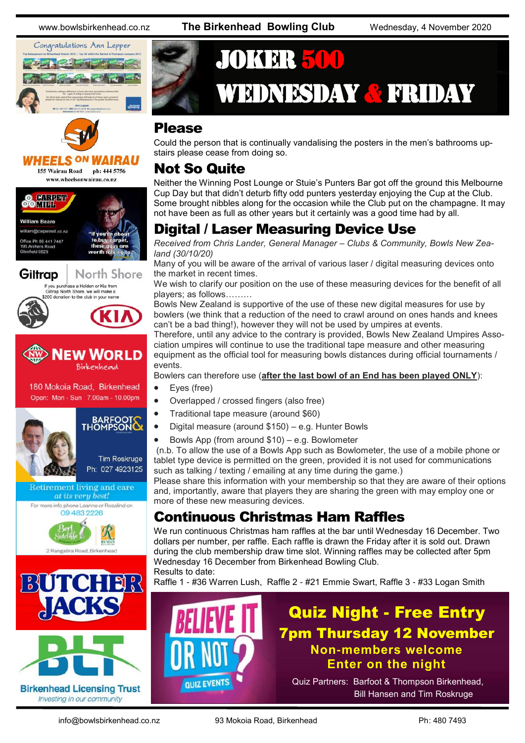# JOKER 500 WEDNESDAY & FRIDAY

## Please

Could the person that is continually vandalising the posters in the men's bathrooms upstairs please cease from doing so.

## Not So Quite

Neither the Winning Post Lounge or Stuie's Punters Bar got off the ground this Melbourne Cup Day but that didn't deturb fifty odd punters yesterday enjoying the Cup at the Club. Some brought nibbles along for the occasion while the Club put on the champagne. It may not have been as full as other years but it certainly was a good time had by all.

## Digital / Laser Measuring Device Use

*Received from Chris Lander, General Manager – Clubs & Community, Bowls New Zealand (30/10/20)*

Many of you will be aware of the arrival of various laser / digital measuring devices onto the market in recent times.

We wish to clarify our position on the use of these measuring devices for the benefit of all players; as follows………

Bowls New Zealand is supportive of the use of these new digital measures for use by bowlers (we think that a reduction of the need to crawl around on ones hands and knees can't be a bad thing!), however they will not be used by umpires at events.

Therefore, until any advice to the contrary is provided, Bowls New Zealand Umpires Association umpires will continue to use the traditional tape measure and other measuring equipment as the official tool for measuring bowls distances during official tournaments / events.

Bowlers can therefore use (**after the last bowl of an End has been played ONLY**):

- Eyes (free)
- Overlapped / crossed fingers (also free)
- Traditional tape measure (around $60)
- Digital measure (around $150) – e.g. Hunter Bowls
- Bowls App (from around $10) – e.g. Bowlometer

(n.b. To allow the use of a Bowls App such as Bowlometer, the use of a mobile phone or tablet type device is permitted on the green, provided it is not used for communications such as talking / texting / emailing at any time during the game.)

Please share this information with your membership so that they are aware of their options and, importantly, aware that players they are sharing the green with may employ one or more of these new measuring devices.

## Continuous Christmas Ham Raffles

We run continuous Christmas ham raffles at the bar until Wednesday 16 December. Two dollars per number, per raffle. Each raffle is drawn the Friday after it is sold out. Drawn during the club membership draw time slot. Winning raffles may be collected after 5pm Wednesday 16 December from Birkenhead Bowling Club.

Results to date:

Raffle 1 - #36 Warren Lush, Raffle 2 - #21 Emmie Swart, Raffle 3 - #33 Logan Smith

## Quiz Night - Free Entry

**7pm Thursday 12 November**

**Non-members welcome**

**Enter on the night**

Quiz Partners: Barfoot & Thompson Birkenhead, Bill Hansen and Tim Roskruge

---

Congratulations Ann Lepper

WHEELS ON WAIRAU — 155 Wairau Road ph: 444 5756 — www.wheelsonwairau.co.nz

CARPET MILL — William Beare — william@carpetmill.co.nz — Office Ph 09 441 7447 — 195 Archers Road Glenfield 0629 — "If you're about to buy carpet, these guys are worth talking to"

Giltrap North Shore — If you purchase a Holden or Kia from Giltrap North Shore, we will make a $200 donation to the club in your name

NEW WORLD Birkenhead — 180 Mokoia Road, Birkenhead — Open: Mon - Sun 7.00am - 10.00pm

BARFOOT & THOMPSON — Tim Roskruge Ph: 027 4923125

Retirement living and care at its very best! — For more info phone Leanne or Rosalind on 09 483 2226 — Bert Sutcliffe — 2 Rangatira Road, Birkenhead

BUTCHER JACKS

BLT Birkenhead Licensing Trust — Investing in our community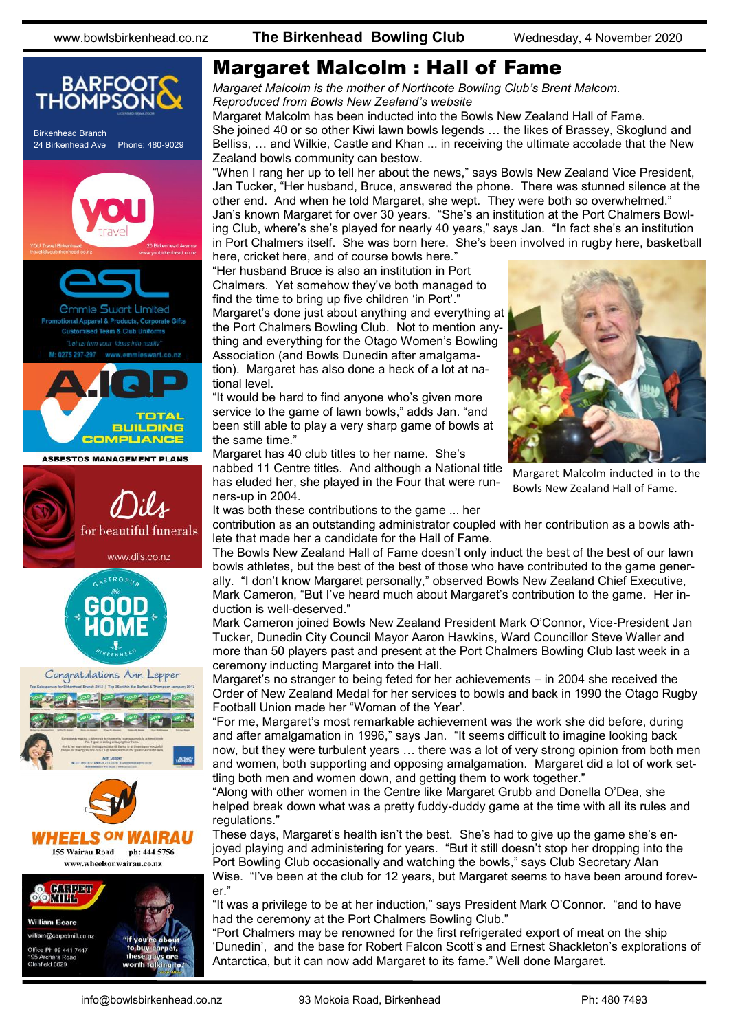# Margaret Malcolm : Hall of Fame

*Margaret Malcolm is the mother of Northcote Bowling Club's Brent Malcom.*
*Reproduced from Bowls New Zealand's website*

Margaret Malcolm has been inducted into the Bowls New Zealand Hall of Fame. She joined 40 or so other Kiwi lawn bowls legends … the likes of Brassey, Skoglund and Belliss, … and Wilkie, Castle and Khan ... in receiving the ultimate accolade that the New Zealand bowls community can bestow.

"When I rang her up to tell her about the news," says Bowls New Zealand Vice President, Jan Tucker, "Her husband, Bruce, answered the phone. There was stunned silence at the other end. And when he told Margaret, she wept. They were both so overwhelmed."

Jan's known Margaret for over 30 years. "She's an institution at the Port Chalmers Bowling Club, where's she's played for nearly 40 years," says Jan. "In fact she's an institution in Port Chalmers itself. She was born here. She's been involved in rugby here, basketball here, cricket here, and of course bowls here."

"Her husband Bruce is also an institution in Port Chalmers. Yet somehow they've both managed to find the time to bring up five children 'in Port'."

Margaret's done just about anything and everything at the Port Chalmers Bowling Club. Not to mention anything and everything for the Otago Women's Bowling Association (and Bowls Dunedin after amalgamation). Margaret has also done a heck of a lot at national level.

"It would be hard to find anyone who's given more service to the game of lawn bowls," adds Jan. "and been still able to play a very sharp game of bowls at the same time."

Margaret has 40 club titles to her name. She's nabbed 11 Centre titles. And although a National title has eluded her, she played in the Four that were runners-up in 2004.

Margaret Malcolm inducted in to the Bowls New Zealand Hall of Fame.

It was both these contributions to the game ... her contribution as an outstanding administrator coupled with her contribution as a bowls athlete that made her a candidate for the Hall of Fame.

The Bowls New Zealand Hall of Fame doesn't only induct the best of the best of our lawn bowls athletes, but the best of the best of those who have contributed to the game generally. "I don't know Margaret personally," observed Bowls New Zealand Chief Executive, Mark Cameron, "But I've heard much about Margaret's contribution to the game. Her induction is well-deserved."

Mark Cameron joined Bowls New Zealand President Mark O'Connor, Vice-President Jan Tucker, Dunedin City Council Mayor Aaron Hawkins, Ward Councillor Steve Waller and more than 50 players past and present at the Port Chalmers Bowling Club last week in a ceremony inducting Margaret into the Hall.

Margaret's no stranger to being feted for her achievements – in 2004 she received the Order of New Zealand Medal for her services to bowls and back in 1990 the Otago Rugby Football Union made her "Woman of the Year'.

"For me, Margaret's most remarkable achievement was the work she did before, during and after amalgamation in 1996," says Jan. "It seems difficult to imagine looking back now, but they were turbulent years … there was a lot of very strong opinion from both men and women, both supporting and opposing amalgamation. Margaret did a lot of work settling both men and women down, and getting them to work together."

"Along with other women in the Centre like Margaret Grubb and Donella O'Dea, she helped break down what was a pretty fuddy-duddy game at the time with all its rules and regulations."

These days, Margaret's health isn't the best. She's had to give up the game she's enjoyed playing and administering for years. "But it still doesn't stop her dropping into the Port Bowling Club occasionally and watching the bowls," says Club Secretary Alan Wise. "I've been at the club for 12 years, but Margaret seems to have been around forever."

"It was a privilege to be at her induction," says President Mark O'Connor. "and to have had the ceremony at the Port Chalmers Bowling Club."

"Port Chalmers may be renowned for the first refrigerated export of meat on the ship 'Dunedin', and the base for Robert Falcon Scott's and Ernest Shackleton's explorations of Antarctica, but it can now add Margaret to its fame." Well done Margaret.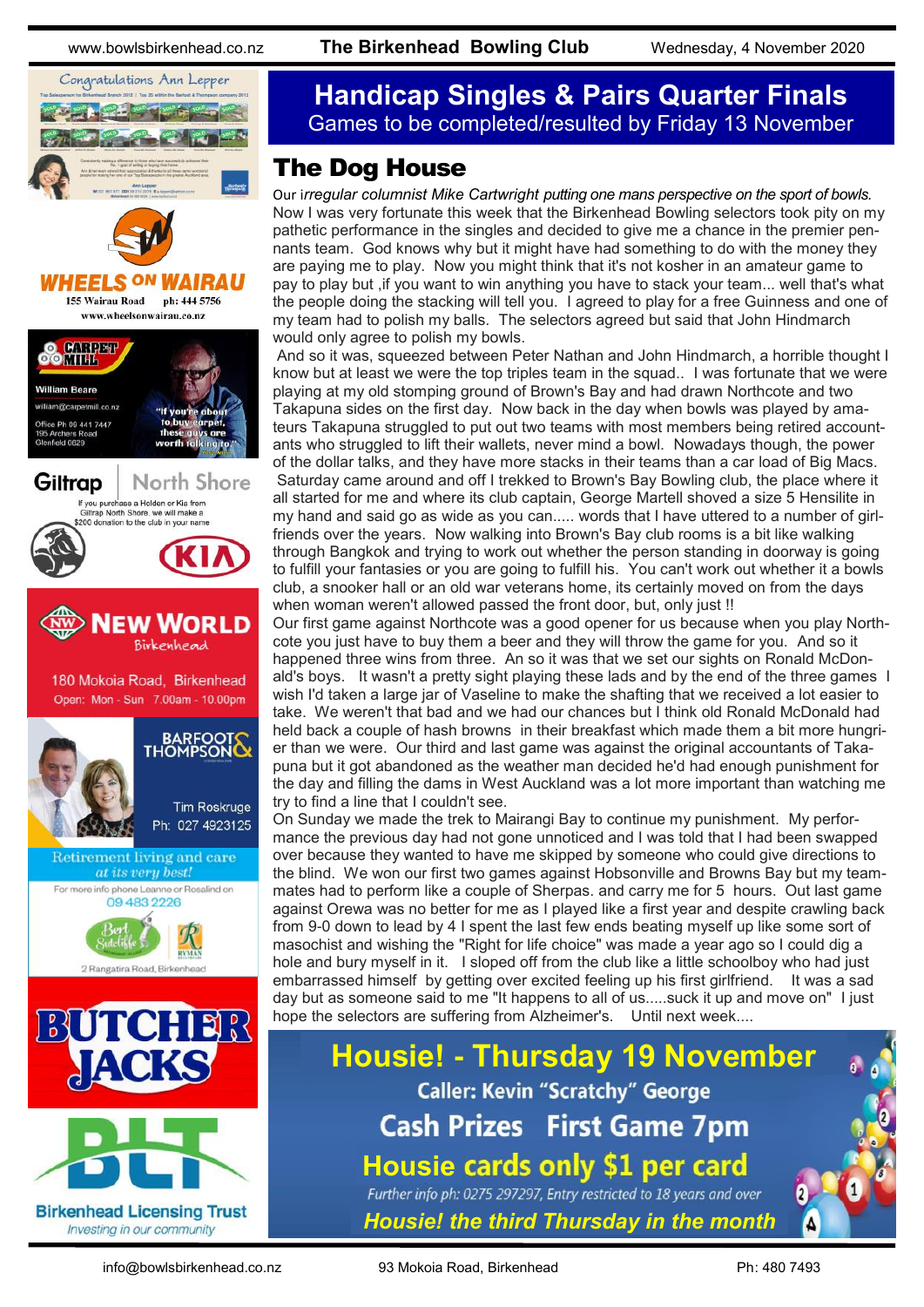Congratulations Ann Lepper

WHEELS ON WAIRAU
155 Wairau Road ph: 444 5756
www.wheelsonwairau.co.nz

CARPET MILL
William Beare
william@carpetmill.co.nz
Office Ph 09 441 7447
195 Archers Road
Glenfield 0629
"If you're about to buy carpet, these guys are worth talking to"

Giltrap North Shore
If you purchase a Holden or Kia from Giltrap North Shore, we will make a $200 donation to the club in your name

NEW WORLD Birkenhead
180 Mokoia Road, Birkenhead
Open: Mon - Sun 7.00am - 10.00pm

BARFOOT & THOMPSON
Tim Roskruge
Ph: 027 4923125

Retirement living and care *at its very best!*
For more info phone Leanne or Rosalind on 09 483 2226
Bert Sutcliffe
2 Rangatira Road, Birkenhead

BUTCHER JACKS

BLT
Birkenhead Licensing Trust
*Investing in our community*

# Handicap Singles & Pairs Quarter Finals

Games to be completed/resulted by Friday 13 November

## The Dog House

Our i*rregular columnist Mike Cartwright putting one mans perspective on the sport of bowls.*

Now I was very fortunate this week that the Birkenhead Bowling selectors took pity on my pathetic performance in the singles and decided to give me a chance in the premier pennants team. God knows why but it might have had something to do with the money they are paying me to play. Now you might think that it's not kosher in an amateur game to pay to play but ,if you want to win anything you have to stack your team... well that's what the people doing the stacking will tell you. I agreed to play for a free Guinness and one of my team had to polish my balls. The selectors agreed but said that John Hindmarch would only agree to polish my bowls.

And so it was, squeezed between Peter Nathan and John Hindmarch, a horrible thought I know but at least we were the top triples team in the squad.. I was fortunate that we were playing at my old stomping ground of Brown's Bay and had drawn Northcote and two Takapuna sides on the first day. Now back in the day when bowls was played by amateurs Takapuna struggled to put out two teams with most members being retired accountants who struggled to lift their wallets, never mind a bowl. Nowadays though, the power of the dollar talks, and they have more stacks in their teams than a car load of Big Macs.

Saturday came around and off I trekked to Brown's Bay Bowling club, the place where it all started for me and where its club captain, George Martell shoved a size 5 Hensilite in my hand and said go as wide as you can..... words that I have uttered to a number of girlfriends over the years. Now walking into Brown's Bay club rooms is a bit like walking through Bangkok and trying to work out whether the person standing in doorway is going to fulfill your fantasies or you are going to fulfill his. You can't work out whether it a bowls club, a snooker hall or an old war veterans home, its certainly moved on from the days when woman weren't allowed passed the front door, but, only just !!

Our first game against Northcote was a good opener for us because when you play Northcote you just have to buy them a beer and they will throw the game for you. And so it happened three wins from three. An so it was that we set our sights on Ronald McDonald's boys. It wasn't a pretty sight playing these lads and by the end of the three games I wish I'd taken a large jar of Vaseline to make the shafting that we received a lot easier to take. We weren't that bad and we had our chances but I think old Ronald McDonald had held back a couple of hash browns in their breakfast which made them a bit more hungrier than we were. Our third and last game was against the original accountants of Takapuna but it got abandoned as the weather man decided he'd had enough punishment for the day and filling the dams in West Auckland was a lot more important than watching me try to find a line that I couldn't see.

On Sunday we made the trek to Mairangi Bay to continue my punishment. My performance the previous day had not gone unnoticed and I was told that I had been swapped over because they wanted to have me skipped by someone who could give directions to the blind. We won our first two games against Hobsonville and Browns Bay but my teammates had to perform like a couple of Sherpas. and carry me for 5 hours. Out last game against Orewa was no better for me as I played like a first year and despite crawling back from 9-0 down to lead by 4 I spent the last few ends beating myself up like some sort of masochist and wishing the "Right for life choice" was made a year ago so I could dig a hole and bury myself in it. I sloped off from the club like a little schoolboy who had just embarrassed himself by getting over excited feeling up his first girlfriend. It was a sad day but as someone said to me "It happens to all of us.....suck it up and move on" I just hope the selectors are suffering from Alzheimer's. Until next week....

## Housie! - Thursday 19 November

Caller: Kevin "Scratchy" George

**Cash Prizes First Game 7pm**

**Housie cards only $1 per card**

*Further info ph: 0275 297297, Entry restricted to 18 years and over*

***Housie! the third Thursday in the month***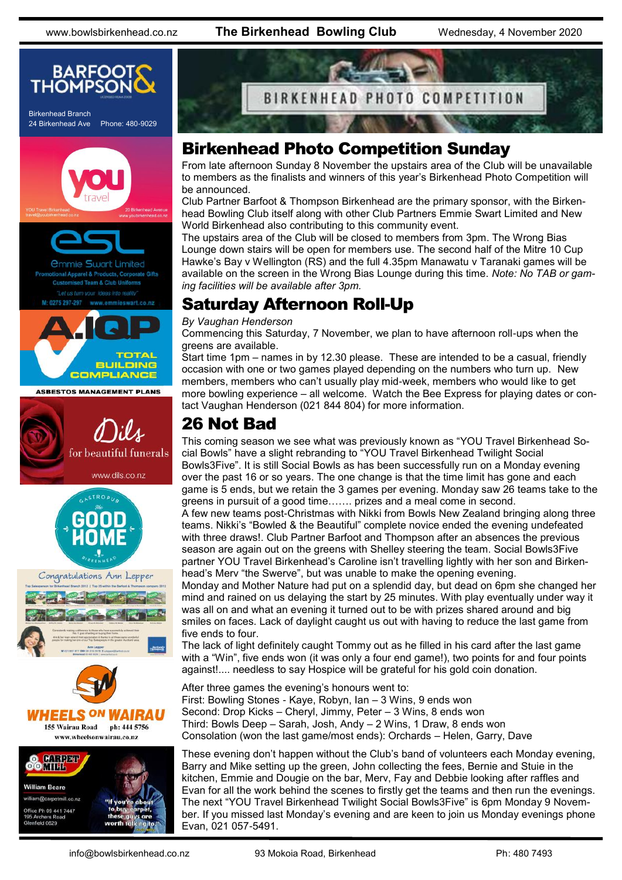# Birkenhead Photo Competition Sunday

From late afternoon Sunday 8 November the upstairs area of the Club will be unavailable to members as the finalists and winners of this year's Birkenhead Photo Competition will be announced.

Club Partner Barfoot & Thompson Birkenhead are the primary sponsor, with the Birkenhead Bowling Club itself along with other Club Partners Emmie Swart Limited and New World Birkenhead also contributing to this community event.

The upstairs area of the Club will be closed to members from 3pm. The Wrong Bias Lounge down stairs will be open for members use. The second half of the Mitre 10 Cup Hawke's Bay v Wellington (RS) and the full 4.35pm Manawatu v Taranaki games will be available on the screen in the Wrong Bias Lounge during this time. *Note: No TAB or gaming facilities will be available after 3pm.*

# Saturday Afternoon Roll-Up

*By Vaughan Henderson*

Commencing this Saturday, 7 November, we plan to have afternoon roll-ups when the greens are available.

Start time 1pm – names in by 12.30 please. These are intended to be a casual, friendly occasion with one or two games played depending on the numbers who turn up. New members, members who can't usually play mid-week, members who would like to get more bowling experience – all welcome. Watch the Bee Express for playing dates or contact Vaughan Henderson (021 844 804) for more information.

# 26 Not Bad

This coming season we see what was previously known as "YOU Travel Birkenhead Social Bowls" have a slight rebranding to "YOU Travel Birkenhead Twilight Social Bowls3Five". It is still Social Bowls as has been successfully run on a Monday evening over the past 16 or so years. The one change is that the time limit has gone and each game is 5 ends, but we retain the 3 games per evening. Monday saw 26 teams take to the greens in pursuit of a good time……. prizes and a meal come in second.

A few new teams post-Christmas with Nikki from Bowls New Zealand bringing along three teams. Nikki's "Bowled & the Beautiful" complete novice ended the evening undefeated with three draws!. Club Partner Barfoot and Thompson after an absences the previous season are again out on the greens with Shelley steering the team. Social Bowls3Five partner YOU Travel Birkenhead's Caroline isn't travelling lightly with her son and Birkenhead's Merv "the Swerve", but was unable to make the opening evening.

Monday and Mother Nature had put on a splendid day, but dead on 6pm she changed her mind and rained on us delaying the start by 25 minutes. With play eventually under way it was all on and what an evening it turned out to be with prizes shared around and big smiles on faces. Lack of daylight caught us out with having to reduce the last game from five ends to four.

The lack of light definitely caught Tommy out as he filled in his card after the last game with a "Win", five ends won (it was only a four end game!), two points for and four points against!.... needless to say Hospice will be grateful for his gold coin donation.

After three games the evening's honours went to:

First: Bowling Stones - Kaye, Robyn, Ian – 3 Wins, 9 ends won
Second: Drop Kicks – Cheryl, Jimmy, Peter – 3 Wins, 8 ends won
Third: Bowls Deep – Sarah, Josh, Andy – 2 Wins, 1 Draw, 8 ends won
Consolation (won the last game/most ends): Orchards – Helen, Garry, Dave

These evening don't happen without the Club's band of volunteers each Monday evening, Barry and Mike setting up the green, John collecting the fees, Bernie and Stuie in the kitchen, Emmie and Dougie on the bar, Merv, Fay and Debbie looking after raffles and Evan for all the work behind the scenes to firstly get the teams and then run the evenings. The next "YOU Travel Birkenhead Twilight Social Bowls3Five" is 6pm Monday 9 November. If you missed last Monday's evening and are keen to join us Monday evenings phone Evan, 021 057-5491.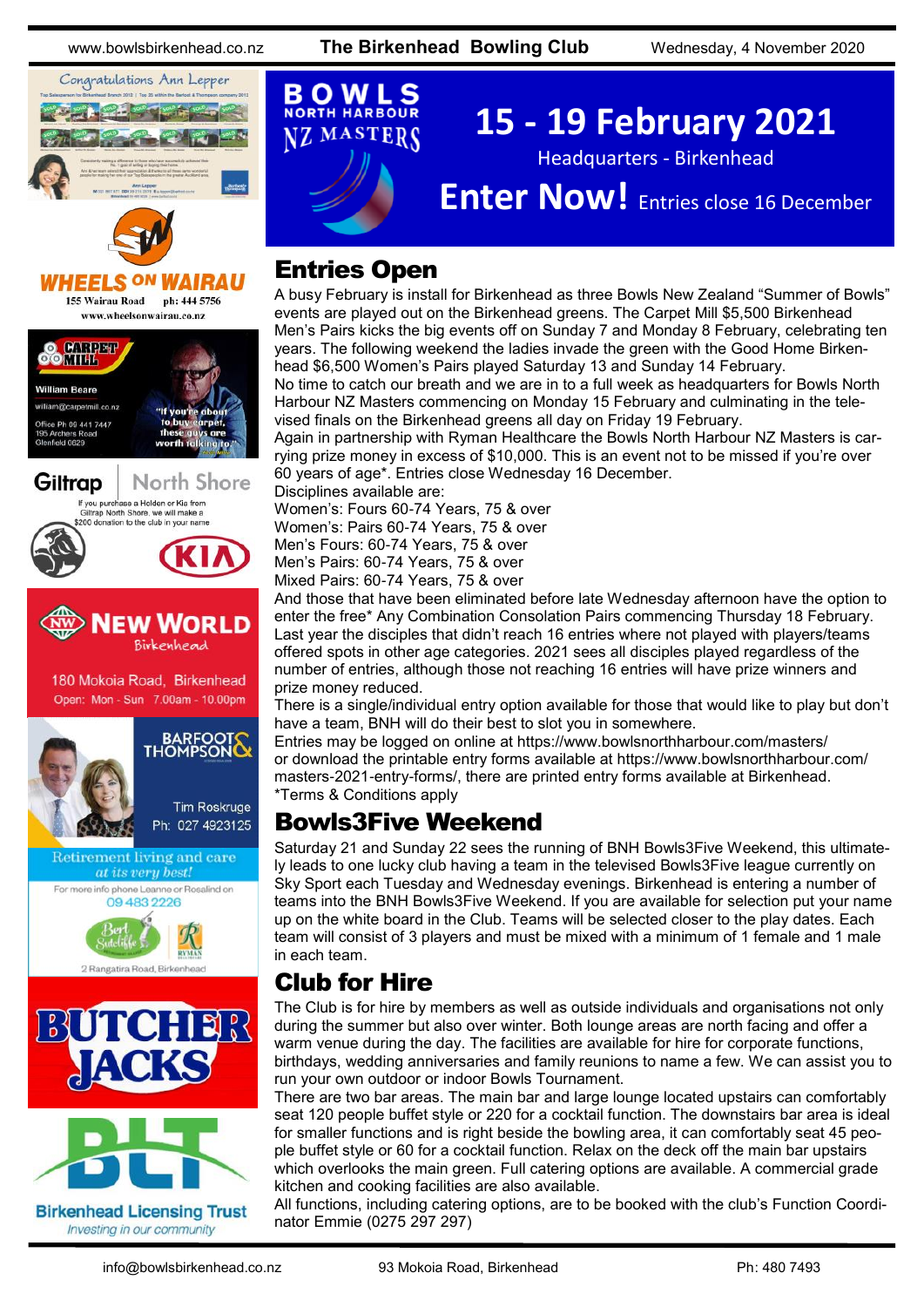# BOWLS NORTH HARBOUR NZ MASTERS

# 15 - 19 February 2021

Headquarters - Birkenhead

**Enter Now!** Entries close 16 December

## Entries Open

A busy February is install for Birkenhead as three Bowls New Zealand "Summer of Bowls" events are played out on the Birkenhead greens. The Carpet Mill $5,500 Birkenhead Men's Pairs kicks the big events off on Sunday 7 and Monday 8 February, celebrating ten years. The following weekend the ladies invade the green with the Good Home Birkenhead $6,500 Women's Pairs played Saturday 13 and Sunday 14 February.

No time to catch our breath and we are in to a full week as headquarters for Bowls North Harbour NZ Masters commencing on Monday 15 February and culminating in the televised finals on the Birkenhead greens all day on Friday 19 February.

Again in partnership with Ryman Healthcare the Bowls North Harbour NZ Masters is carrying prize money in excess of $10,000. This is an event not to be missed if you're over 60 years of age*. Entries close Wednesday 16 December.

Disciplines available are:

Women's: Fours 60-74 Years, 75 & over
Women's: Pairs 60-74 Years, 75 & over
Men's Fours: 60-74 Years, 75 & over
Men's Pairs: 60-74 Years, 75 & over
Mixed Pairs: 60-74 Years, 75 & over

And those that have been eliminated before late Wednesday afternoon have the option to enter the free* Any Combination Consolation Pairs commencing Thursday 18 February.

Last year the disciples that didn't reach 16 entries where not played with players/teams offered spots in other age categories. 2021 sees all disciples played regardless of the number of entries, although those not reaching 16 entries will have prize winners and prize money reduced.

There is a single/individual entry option available for those that would like to play but don't have a team, BNH will do their best to slot you in somewhere.

Entries may be logged on online at https://www.bowlsnorthharbour.com/masters/ or download the printable entry forms available at https://www.bowlsnorthharbour.com/masters-2021-entry-forms/, there are printed entry forms available at Birkenhead.

*Terms & Conditions apply

## Bowls3Five Weekend

Saturday 21 and Sunday 22 sees the running of BNH Bowls3Five Weekend, this ultimately leads to one lucky club having a team in the televised Bowls3Five league currently on Sky Sport each Tuesday and Wednesday evenings. Birkenhead is entering a number of teams into the BNH Bowls3Five Weekend. If you are available for selection put your name up on the white board in the Club. Teams will be selected closer to the play dates. Each team will consist of 3 players and must be mixed with a minimum of 1 female and 1 male in each team.

## Club for Hire

The Club is for hire by members as well as outside individuals and organisations not only during the summer but also over winter. Both lounge areas are north facing and offer a warm venue during the day. The facilities are available for hire for corporate functions, birthdays, wedding anniversaries and family reunions to name a few. We can assist you to run your own outdoor or indoor Bowls Tournament.

There are two bar areas. The main bar and large lounge located upstairs can comfortably seat 120 people buffet style or 220 for a cocktail function. The downstairs bar area is ideal for smaller functions and is right beside the bowling area, it can comfortably seat 45 people buffet style or 60 for a cocktail function. Relax on the deck off the main bar upstairs which overlooks the main green. Full catering options are available. A commercial grade kitchen and cooking facilities are also available.

All functions, including catering options, are to be booked with the club's Function Coordinator Emmie (0275 297 297)

---

Congratulations Ann Lepper

WHEELS ON WAIRAU
155 Wairau Road ph: 444 5756
www.wheelsonwairau.co.nz

CARPET MILL
William Beare
william@carpetmill.co.nz
Office Ph 09 441 7447
195 Archers Road
Glenfield 0629
"If you're about to buy carpet, these guys are worth talking to."

Giltrap North Shore
If you purchase a Holden or Kia from Giltrap North Shore, we will make a $200 donation to the club in your name

NEW WORLD Birkenhead
180 Mokoia Road, Birkenhead
Open: Mon - Sun 7.00am - 10.00pm

BARFOOT & THOMPSON
Tim Roskruge
Ph: 027 4923125

Retirement living and care *at its very best!*
For more info phone Leanne or Rosalind on 09 483 2226
Bert Sutcliffe
RYMAN
2 Rangatira Road, Birkenhead

BUTCHER JACKS

BLT
Birkenhead Licensing Trust
*Investing in our community*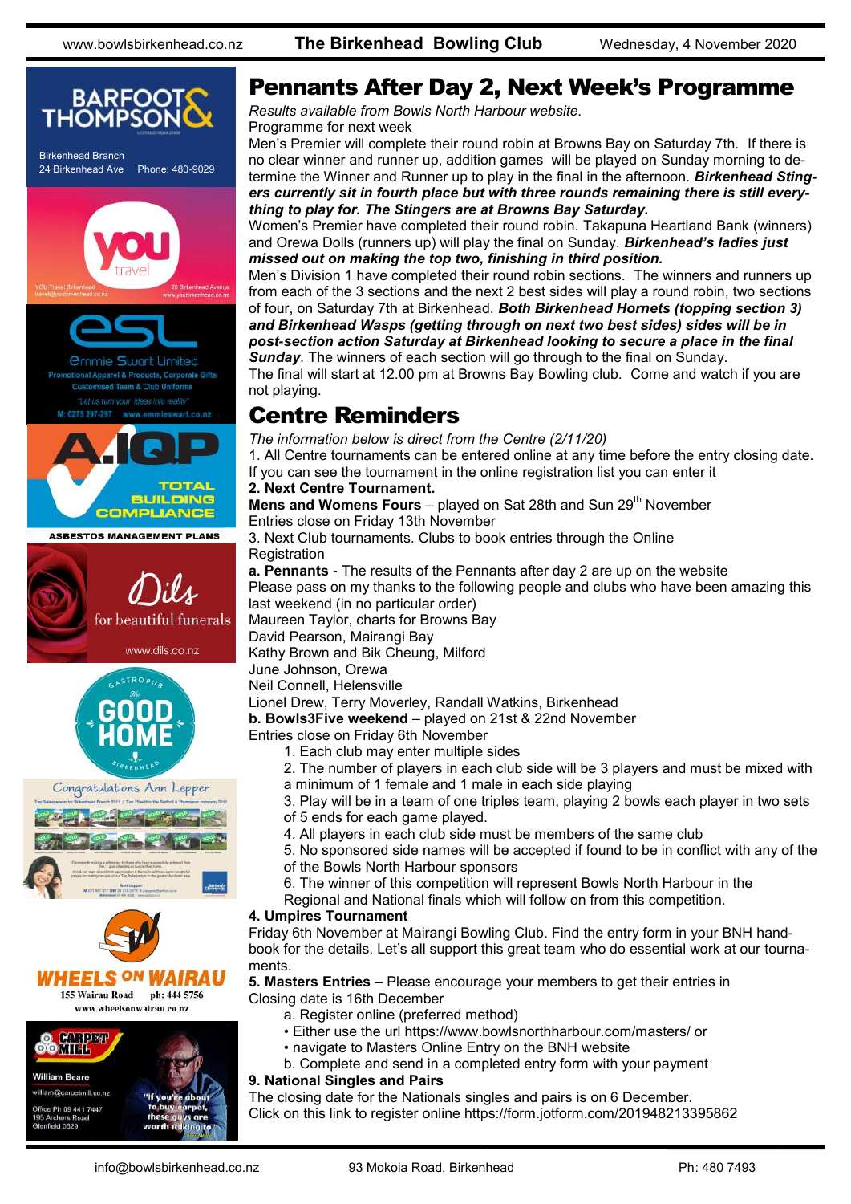# Pennants After Day 2, Next Week's Programme

*Results available from Bowls North Harbour website.*

Programme for next week

Men's Premier will complete their round robin at Browns Bay on Saturday 7th. If there is no clear winner and runner up, addition games will be played on Sunday morning to determine the Winner and Runner up to play in the final in the afternoon. ***Birkenhead Stingers currently sit in fourth place but with three rounds remaining there is still everything to play for. The Stingers are at Browns Bay Saturday.***

Women's Premier have completed their round robin. Takapuna Heartland Bank (winners) and Orewa Dolls (runners up) will play the final on Sunday. ***Birkenhead's ladies just missed out on making the top two, finishing in third position.***

Men's Division 1 have completed their round robin sections. The winners and runners up from each of the 3 sections and the next 2 best sides will play a round robin, two sections of four, on Saturday 7th at Birkenhead. ***Both Birkenhead Hornets (topping section 3) and Birkenhead Wasps (getting through on next two best sides) sides will be in post-section action Saturday at Birkenhead looking to secure a place in the final Sunday***. The winners of each section will go through to the final on Sunday.

The final will start at 12.00 pm at Browns Bay Bowling club. Come and watch if you are not playing.

# Centre Reminders

*The information below is direct from the Centre (2/11/20)*

1. All Centre tournaments can be entered online at any time before the entry closing date. If you can see the tournament in the online registration list you can enter it

**2. Next Centre Tournament.**

**Mens and Womens Fours** – played on Sat 28th and Sun 29th November

Entries close on Friday 13th November

3. Next Club tournaments. Clubs to book entries through the Online Registration

**a. Pennants** - The results of the Pennants after day 2 are up on the website

Please pass on my thanks to the following people and clubs who have been amazing this last weekend (in no particular order)

Maureen Taylor, charts for Browns Bay
David Pearson, Mairangi Bay
Kathy Brown and Bik Cheung, Milford
June Johnson, Orewa
Neil Connell, Helensville
Lionel Drew, Terry Moverley, Randall Watkins, Birkenhead

**b. Bowls3Five weekend** – played on 21st & 22nd November

Entries close on Friday 6th November

1. Each club may enter multiple sides
2. The number of players in each club side will be 3 players and must be mixed with a minimum of 1 female and 1 male in each side playing
3. Play will be in a team of one triples team, playing 2 bowls each player in two sets of 5 ends for each game played.
4. All players in each club side must be members of the same club
5. No sponsored side names will be accepted if found to be in conflict with any of the of the Bowls North Harbour sponsors
6. The winner of this competition will represent Bowls North Harbour in the Regional and National finals which will follow on from this competition.

**4. Umpires Tournament**

Friday 6th November at Mairangi Bowling Club. Find the entry form in your BNH handbook for the details. Let's all support this great team who do essential work at our tournaments.

**5. Masters Entries** – Please encourage your members to get their entries in

Closing date is 16th December

a. Register online (preferred method)
- Either use the url https://www.bowlsnorthharbour.com/masters/ or
- navigate to Masters Online Entry on the BNH website

b. Complete and send in a completed entry form with your payment

**9. National Singles and Pairs**

The closing date for the Nationals singles and pairs is on 6 December.

Click on this link to register online https://form.jotform.com/201948213395862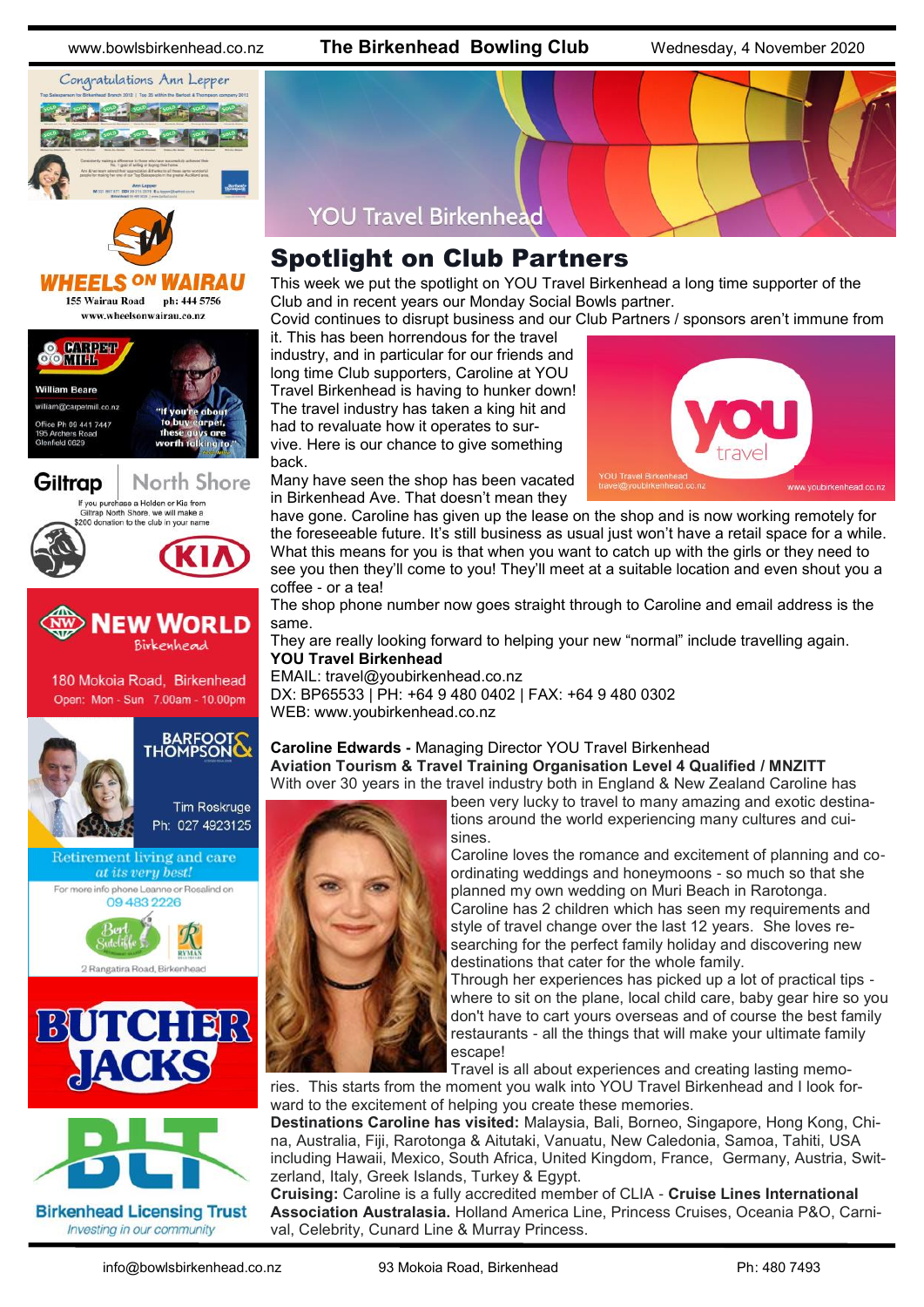YOU Travel Birkenhead

# Spotlight on Club Partners

This week we put the spotlight on YOU Travel Birkenhead a long time supporter of the Club and in recent years our Monday Social Bowls partner.

Covid continues to disrupt business and our Club Partners / sponsors aren't immune from it. This has been horrendous for the travel industry, and in particular for our friends and long time Club supporters, Caroline at YOU Travel Birkenhead is having to hunker down! The travel industry has taken a king hit and had to revaluate how it operates to survive. Here is our chance to give something back.

Many have seen the shop has been vacated in Birkenhead Ave. That doesn't mean they have gone. Caroline has given up the lease on the shop and is now working remotely for the foreseeable future. It's still business as usual just won't have a retail space for a while. What this means for you is that when you want to catch up with the girls or they need to see you then they'll come to you! They'll meet at a suitable location and even shout you a coffee - or a tea!

The shop phone number now goes straight through to Caroline and email address is the same.

They are really looking forward to helping your new "normal" include travelling again.

**YOU Travel Birkenhead**
EMAIL: travel@youbirkenhead.co.nz
DX: BP65533 | PH: +64 9 480 0402 | FAX: +64 9 480 0302
WEB: www.youbirkenhead.co.nz

you travel
YOU Travel Birkenhead
travel@youbirkenhead.co.nz
www.youbirkenhead.co.nz

**Caroline Edwards -** Managing Director YOU Travel Birkenhead
**Aviation Tourism & Travel Training Organisation Level 4 Qualified / MNZITT**

With over 30 years in the travel industry both in England & New Zealand Caroline has been very lucky to travel to many amazing and exotic destinations around the world experiencing many cultures and cuisines.

Caroline loves the romance and excitement of planning and co-ordinating weddings and honeymoons - so much so that she planned my own wedding on Muri Beach in Rarotonga.

Caroline has 2 children which has seen my requirements and style of travel change over the last 12 years. She loves researching for the perfect family holiday and discovering new destinations that cater for the whole family.

Through her experiences has picked up a lot of practical tips - where to sit on the plane, local child care, baby gear hire so you don't have to cart yours overseas and of course the best family restaurants - all the things that will make your ultimate family escape!

Travel is all about experiences and creating lasting memories. This starts from the moment you walk into YOU Travel Birkenhead and I look forward to the excitement of helping you create these memories.

**Destinations Caroline has visited:** Malaysia, Bali, Borneo, Singapore, Hong Kong, China, Australia, Fiji, Rarotonga & Aitutaki, Vanuatu, New Caledonia, Samoa, Tahiti, USA including Hawaii, Mexico, South Africa, United Kingdom, France, Germany, Austria, Switzerland, Italy, Greek Islands, Turkey & Egypt.

**Cruising:** Caroline is a fully accredited member of CLIA - **Cruise Lines International Association Australasia.** Holland America Line, Princess Cruises, Oceania P&O, Carnival, Celebrity, Cunard Line & Murray Princess.

Congratulations Ann Lepper

WHEELS ON WAIRAU
155 Wairau Road ph: 444 5756
www.wheelsonwairau.co.nz

CARPET MILL
William Beare
william@carpetmill.co.nz
Office Ph 09 441 7447
195 Archers Road
Glenfield 0629
"If you're about to buy carpet, these guys are worth talking to."

Giltrap North Shore
If you purchase a Holden or Kia from Giltrap North Shore, we will make a $200 donation to the club in your name

NEW WORLD Birkenhead
180 Mokoia Road, Birkenhead
Open: Mon - Sun 7.00am - 10.00pm

BARFOOT & THOMPSON
Tim Roskruge
Ph: 027 4923125

Retirement living and care *at its very best!*
For more info phone Leanne or Rosalind on
09 483 2226
Bert Sutcliffe
RYMAN
2 Rangatira Road, Birkenhead

BUTCHER JACKS

BLT
Birkenhead Licensing Trust
*Investing in our community*